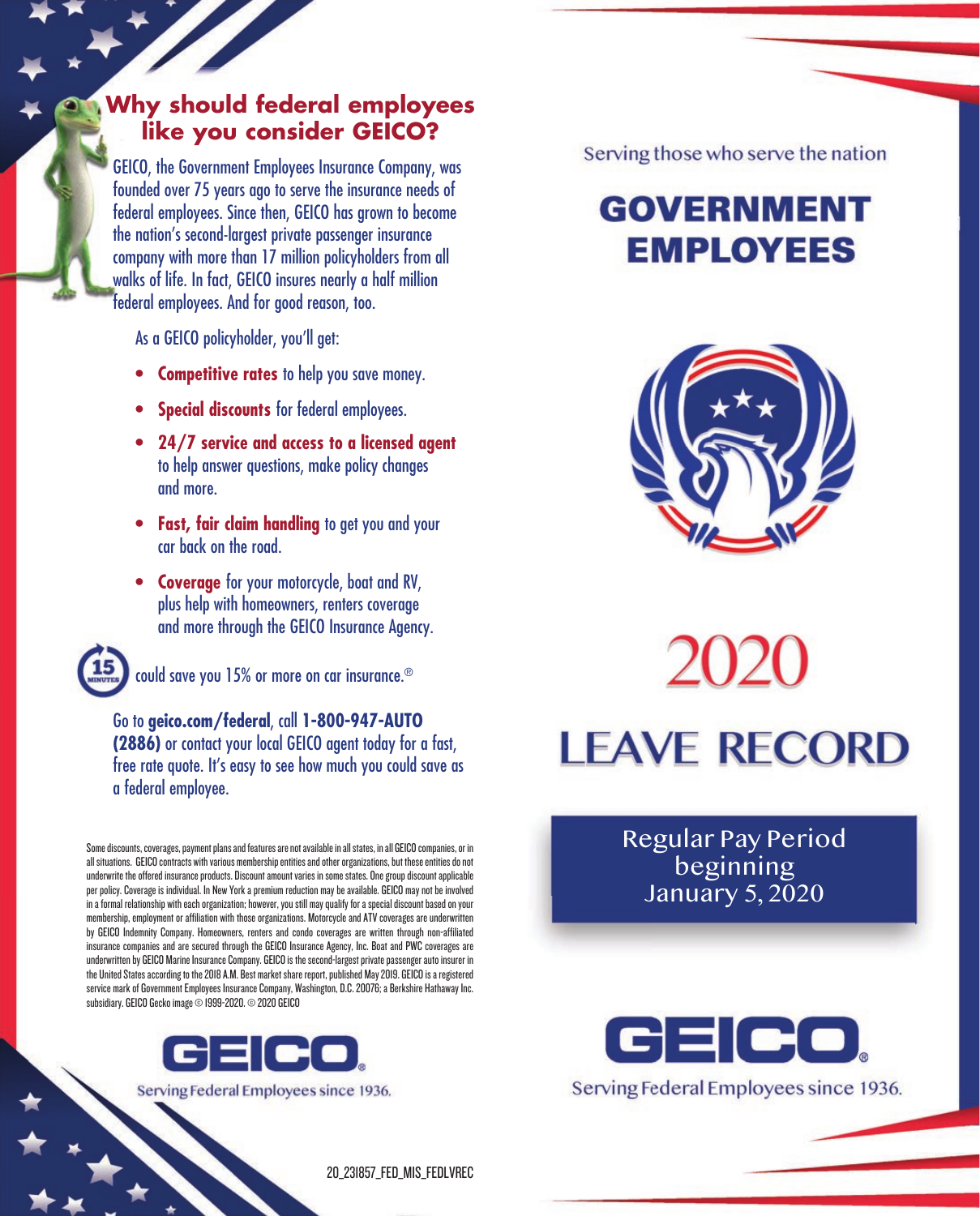## Why should federal employees like you consider GEICO?

GEICO, the Government Employees Insurance Company, was founded over 75 years ago to serve the insurance needs of federal employees. Since then, GEICO has grown to become the nation's second-largest private passenger insurance company with more than 17 million policyholders from all walks of life. In fact, GEICO insures nearly a half million federal employees. And for good reason, too.

As a GEICO policyholder, you'll get:

- **Competitive rates** to help you save money.
- **Special discounts** for federal employees.
- **24/7 service and access to a licensed agent** to help answer questions, make policy changes and more.
- **Fast, fair claim handling** to get you and your car back on the road.
- **Coverage** for your motorcycle, boat and RV, plus help with homeowners, renters coverage and more through the GEICO Insurance Agency.

15 MINUTES could save you 15% or more on car insurance.®

Go to **geico.com/federal**, call **1-800-947-AUTO (2886)** or contact your local GEICO agent today for a fast, free rate quote. It's easy to see how much you could save as a federal employee.

Some discounts, coverages, payment plans and features are not available in all states, in all GEICO companies, or in all situations. GEICO contracts with various membership entities and other organizations, but these entities do not underwrite the offered insurance products. Discount amount varies in some states. One group discount applicable per policy. Coverage is individual. In New York a premium reduction may be available. GEICO may not be involved in a formal relationship with each organization; however, you still may qualify for a special discount based on your membership, employment or affiliation with those organizations. Motorcycle and ATV coverages are underwritten by GEICO Indemnity Company. Homeowners, renters and condo coverages are written through non-affiliated insurance companies and are secured through the GEICO Insurance Agency, Inc. Boat and PWC coverages are underwritten by GEICO Marine Insurance Company. GEICO is the second-largest private passenger auto insurer in the United States according to the 2018 A.M. Best market share report, published May 2019. GEICO is a registered service mark of Government Employees Insurance Company, Washington, D.C. 20076; a Berkshire Hathaway Inc. subsidiary. GEICO Gecko image © 1999-2020. © 2020 GEICO

**GEICO**

Serving Federal Employees since 1936.

20_231857_FED_MIS_FEDLVREC

Serving those who serve the nation

# GOVERNMENT EMPLOYEES

# 2020 LEAVE RECORD

Regular Pay Period beginning January 5, 2020

**GEICO**

Serving Federal Employees since 1936.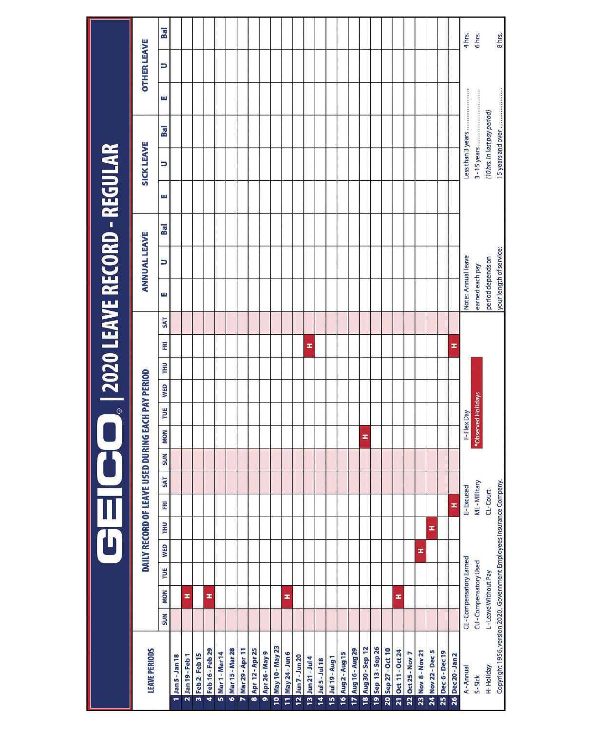# GEICO® | 2020 LEAVE RECORD - REGULAR

| LEAVE PERIODS | DAILY RECORD OF LEAVE USED DURING EACH PAY PERIOD | | | | | | | | | | | | | | ANNUAL LEAVE | | | SICK LEAVE | | | OTHER LEAVE | | |
|---|---|---|---|---|---|---|---|---|---|---|---|---|---|---|---|---|---|---|---|---|---|---|---|
| | SUN | MON | TUE | WED | THU | FRI | SAT | SUN | MON | TUE | WED | THU | FRI | SAT | E | U | Bal | E | U | Bal | E | U | Bal |
| 1 Jan 5 - Jan 18 | | | | | | | | | | | | | | | | | | | | | | | |
| 2 Jan 19 - Feb 1 | | H | | | | | | | | | | | | | | | | | | | | | |
| 3 Feb 2 - Feb 15 | | | | | | | | | | | | | | | | | | | | | | | |
| 4 Feb 16 - Feb 29 | | H | | | | | | | | | | | | | | | | | | | | | |
| 5 Mar 1 - Mar 14 | | | | | | | | | | | | | | | | | | | | | | | |
| 6 Mar 15 - Mar 28 | | | | | | | | | | | | | | | | | | | | | | | |
| 7 Mar 29 - Apr 11 | | | | | | | | | | | | | | | | | | | | | | | |
| 8 Apr 12 - Apr 25 | | | | | | | | | | | | | | | | | | | | | | | |
| 9 Apr 26 - May 9 | | | | | | | | | | | | | | | | | | | | | | | |
| 10 May 10 - May 23 | | | | | | | | | | | | | | | | | | | | | | | |
| 11 May 24 - Jun 6 | | H | | | | | | | | | | | | | | | | | | | | | |
| 12 Jun 7 - Jun 20 | | | | | | | | | | | | | | | | | | | | | | | |
| 13 Jun 21 - Jul 4 | | | | | | | | | | | | | H | | | | | | | | | | |
| 14 Jul 5 - Jul 18 | | | | | | | | | | | | | | | | | | | | | | | |
| 15 Jul 19 - Aug 1 | | | | | | | | | | | | | | | | | | | | | | | |
| 16 Aug 2 - Aug 15 | | | | | | | | | | | | | | | | | | | | | | | |
| 17 Aug 16 - Aug 29 | | | | | | | | | | | | | | | | | | | | | | | |
| 18 Aug 30 - Sep 12 | | | | | | | | | H | | | | | | | | | | | | | | |
| 19 Sep 13 - Sep 26 | | | | | | | | | | | | | | | | | | | | | | | |
| 20 Sep 27 - Oct 10 | | | | | | | | | | | | | | | | | | | | | | | |
| 21 Oct 11 - Oct 24 | | H | | | | | | | | | | | | | | | | | | | | | |
| 22 Oct 25 - Nov 7 | | | | | | | | | | | | | | | | | | | | | | | |
| 23 Nov 8 - Nov 21 | | | | H | | | | | | | | | | | | | | | | | | | |
| 24 Nov 22 - Dec 5 | | | | | H | | | | | | | | | | | | | | | | | | |
| 25 Dec 6 - Dec 19 | | | | | | | | | | | | | | | | | | | | | | | |
| 26 Dec 20 - Jan 2 | | | | | | H | | | | | | | H | | | | | | | | | | |

A - Annual
S - Sick
H - Holiday

CE - Compensatory Earned
CU - Compensatory Used
L - Leave Without Pay

E - Excused
ML - Military
CL - Court

F - Flex Day
*Observed Holidays

Note: Annual leave earned each pay period depends on your length of service:

Less than 3 years .................... 4 hrs.
3 - 15 years .......................... 6 hrs.
*(10 hrs. in last pay period)*
15 years and over .................... 8 hrs.

Copyright 1956, version 2020. Government Employees Insurance Company.